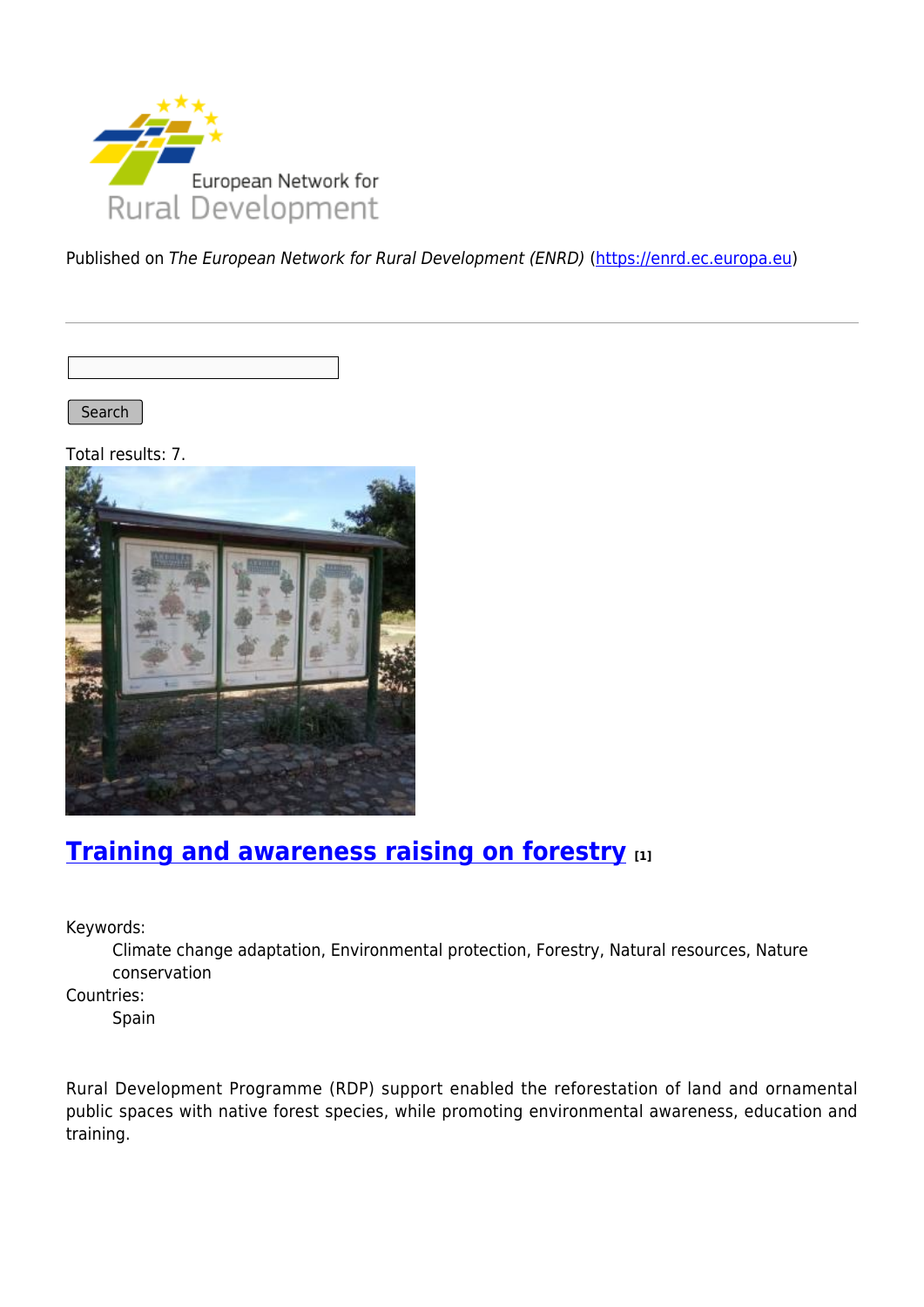Published on *The European Network for Rural Development (ENRD)* (https://enrd.ec.europa.eu)

Search

Total results: 7.

## Training and awareness raising on forestry [1]

Keywords:
: Climate change adaptation, Environmental protection, Forestry, Natural resources, Nature conservation

Countries:
: Spain

Rural Development Programme (RDP) support enabled the reforestation of land and ornamental public spaces with native forest species, while promoting environmental awareness, education and training.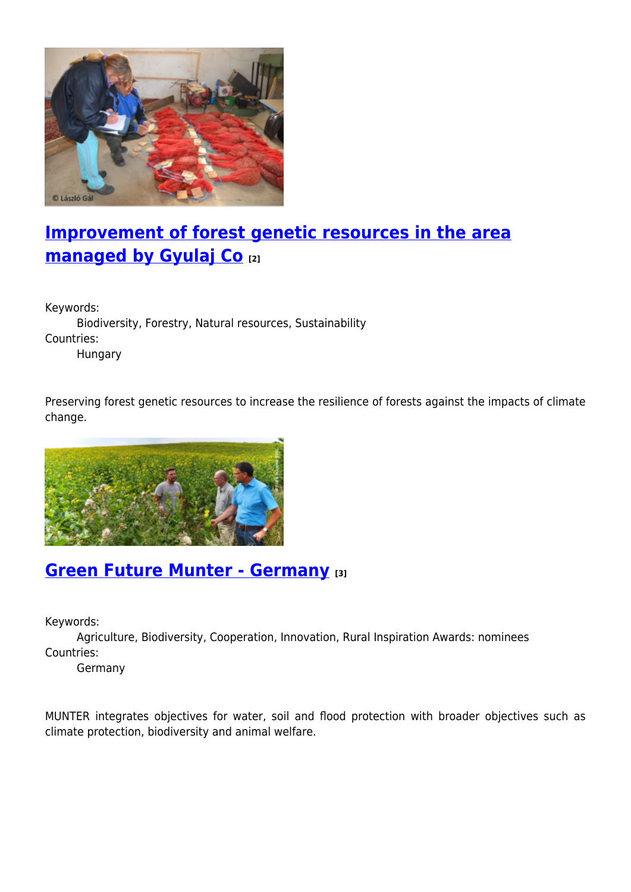## [Improvement of forest genetic resources in the area managed by Gyulaj Co](#) [2]

Keywords:
Biodiversity, Forestry, Natural resources, Sustainability

Countries:
Hungary

Preserving forest genetic resources to increase the resilience of forests against the impacts of climate change.

## [Green Future Munter - Germany](#) [3]

Keywords:
Agriculture, Biodiversity, Cooperation, Innovation, Rural Inspiration Awards: nominees

Countries:
Germany

MUNTER integrates objectives for water, soil and flood protection with broader objectives such as climate protection, biodiversity and animal welfare.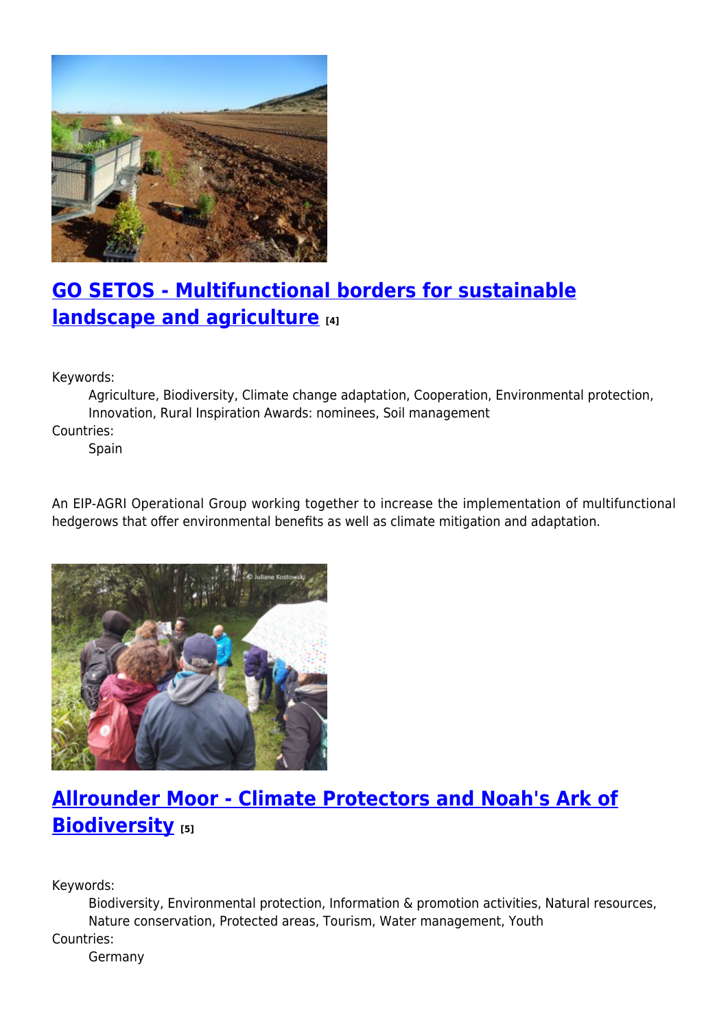## GO SETOS - Multifunctional borders for sustainable landscape and agriculture [4]

Keywords:

Agriculture, Biodiversity, Climate change adaptation, Cooperation, Environmental protection, Innovation, Rural Inspiration Awards: nominees, Soil management

Countries:

Spain

An EIP-AGRI Operational Group working together to increase the implementation of multifunctional hedgerows that offer environmental benefits as well as climate mitigation and adaptation.

## Allrounder Moor - Climate Protectors and Noah's Ark of Biodiversity [5]

Keywords:

Biodiversity, Environmental protection, Information & promotion activities, Natural resources, Nature conservation, Protected areas, Tourism, Water management, Youth

Countries:

Germany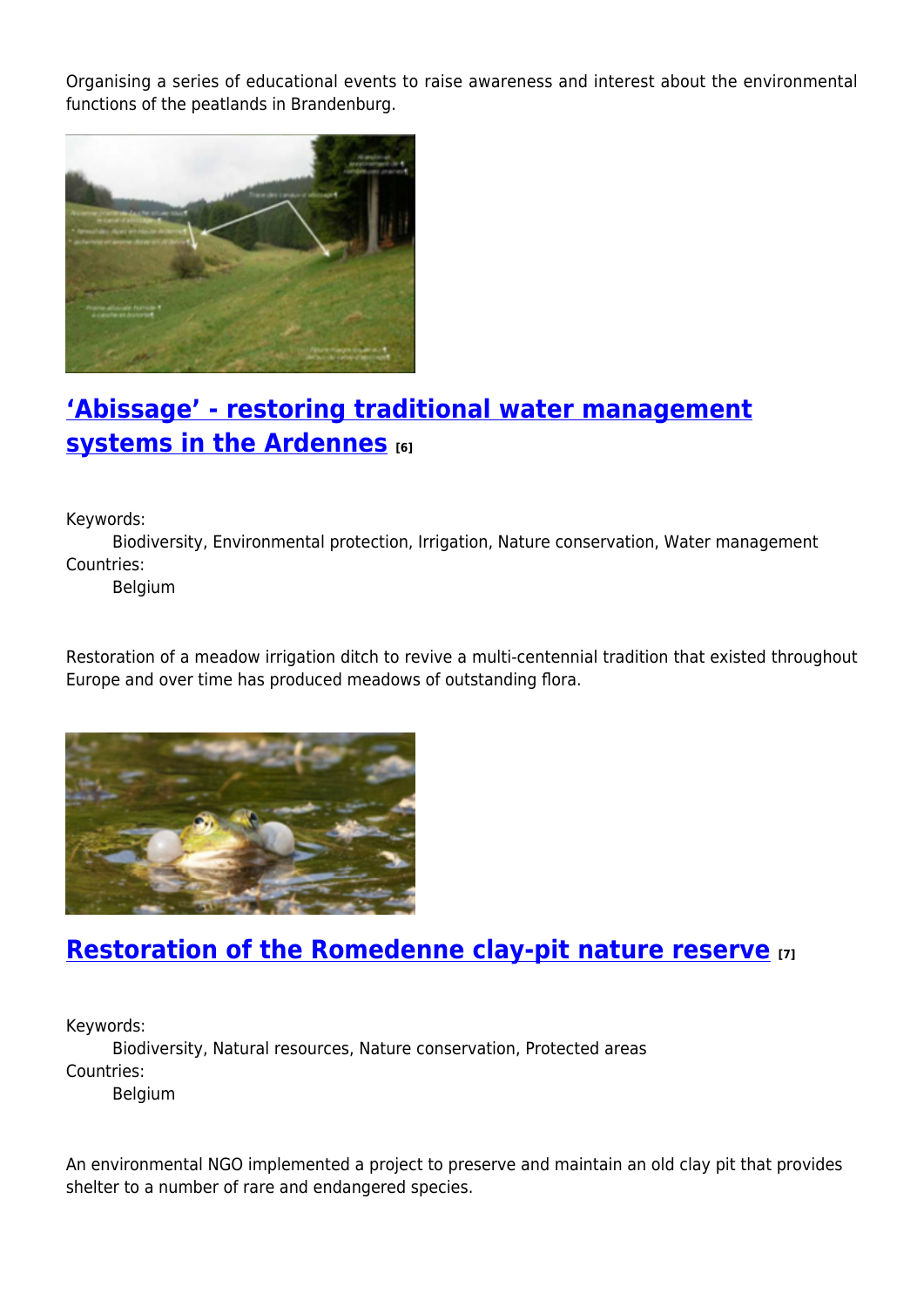Organising a series of educational events to raise awareness and interest about the environmental functions of the peatlands in Brandenburg.

## [‘Abissage’ - restoring traditional water management systems in the Ardennes](#) [6]

Keywords:
Biodiversity, Environmental protection, Irrigation, Nature conservation, Water management
Countries:
Belgium

Restoration of a meadow irrigation ditch to revive a multi-centennial tradition that existed throughout Europe and over time has produced meadows of outstanding flora.

## [Restoration of the Romedenne clay-pit nature reserve](#) [7]

Keywords:
Biodiversity, Natural resources, Nature conservation, Protected areas
Countries:
Belgium

An environmental NGO implemented a project to preserve and maintain an old clay pit that provides shelter to a number of rare and endangered species.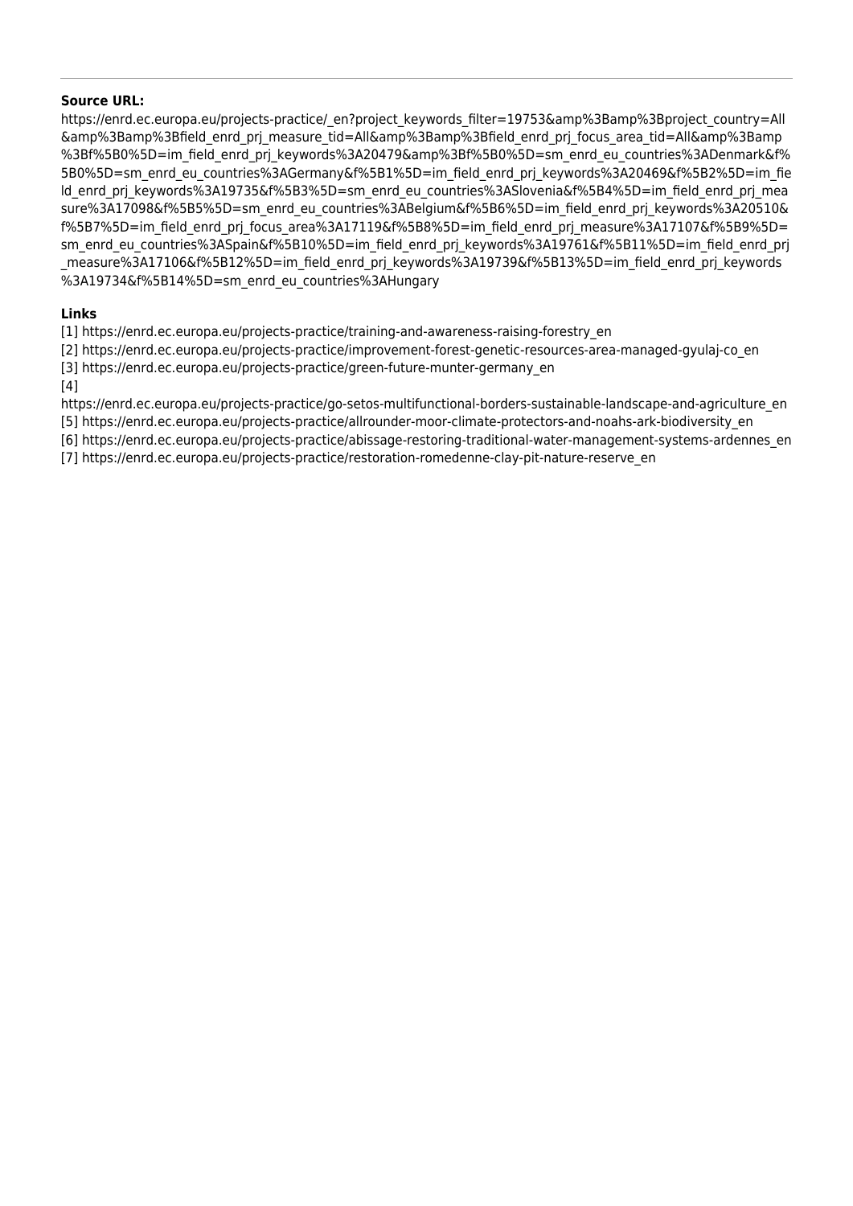**Source URL:**
https://enrd.ec.europa.eu/projects-practice/_en?project_keywords_filter=19753&amp%3Bamp%3Bproject_country=All&amp%3Bamp%3Bfield_enrd_prj_measure_tid=All&amp%3Bamp%3Bfield_enrd_prj_focus_area_tid=All&amp%3Bamp%3Bf%5B0%5D=im_field_enrd_prj_keywords%3A20479&amp%3Bf%5B0%5D=sm_enrd_eu_countries%3ADenmark&f%5B0%5D=sm_enrd_eu_countries%3AGermany&f%5B1%5D=im_field_enrd_prj_keywords%3A20469&f%5B2%5D=im_field_enrd_prj_keywords%3A19735&f%5B3%5D=sm_enrd_eu_countries%3ASlovenia&f%5B4%5D=im_field_enrd_prj_measure%3A17098&f%5B5%5D=sm_enrd_eu_countries%3ABelgium&f%5B6%5D=im_field_enrd_prj_keywords%3A20510&f%5B7%5D=im_field_enrd_prj_focus_area%3A17119&f%5B8%5D=im_field_enrd_prj_measure%3A17107&f%5B9%5D=sm_enrd_eu_countries%3ASpain&f%5B10%5D=im_field_enrd_prj_keywords%3A19761&f%5B11%5D=im_field_enrd_prj_measure%3A17106&f%5B12%5D=im_field_enrd_prj_keywords%3A19739&f%5B13%5D=im_field_enrd_prj_keywords%3A19734&f%5B14%5D=sm_enrd_eu_countries%3AHungary

**Links**

[1] https://enrd.ec.europa.eu/projects-practice/training-and-awareness-raising-forestry_en
[2] https://enrd.ec.europa.eu/projects-practice/improvement-forest-genetic-resources-area-managed-gyulaj-co_en
[3] https://enrd.ec.europa.eu/projects-practice/green-future-munter-germany_en
[4] https://enrd.ec.europa.eu/projects-practice/go-setos-multifunctional-borders-sustainable-landscape-and-agriculture_en
[5] https://enrd.ec.europa.eu/projects-practice/allrounder-moor-climate-protectors-and-noahs-ark-biodiversity_en
[6] https://enrd.ec.europa.eu/projects-practice/abissage-restoring-traditional-water-management-systems-ardennes_en
[7] https://enrd.ec.europa.eu/projects-practice/restoration-romedenne-clay-pit-nature-reserve_en